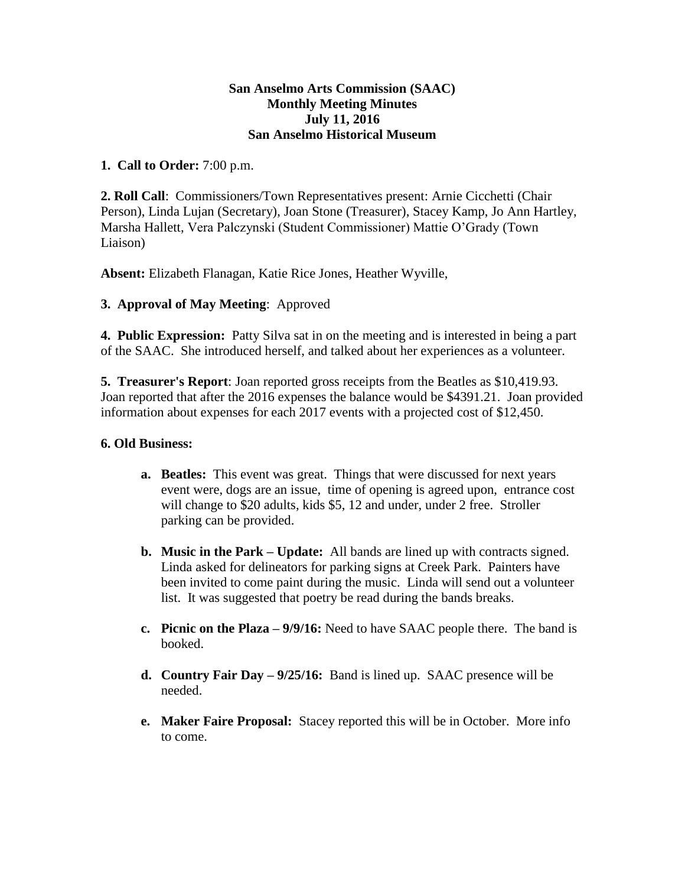**San Anselmo Arts Commission (SAAC)**
**Monthly Meeting Minutes**
**July 11, 2016**
**San Anselmo Historical Museum**

**1. Call to Order:** 7:00 p.m.

**2. Roll Call**: Commissioners/Town Representatives present: Arnie Cicchetti (Chair Person), Linda Lujan (Secretary), Joan Stone (Treasurer), Stacey Kamp, Jo Ann Hartley, Marsha Hallett, Vera Palczynski (Student Commissioner) Mattie O'Grady (Town Liaison)

**Absent:** Elizabeth Flanagan, Katie Rice Jones, Heather Wyville,

**3. Approval of May Meeting**: Approved

**4. Public Expression:** Patty Silva sat in on the meeting and is interested in being a part of the SAAC. She introduced herself, and talked about her experiences as a volunteer.

**5. Treasurer's Report**: Joan reported gross receipts from the Beatles as $10,419.93. Joan reported that after the 2016 expenses the balance would be $4391.21. Joan provided information about expenses for each 2017 events with a projected cost of $12,450.

**6. Old Business:**

- **a. Beatles:** This event was great. Things that were discussed for next years event were, dogs are an issue, time of opening is agreed upon, entrance cost will change to $20 adults, kids $5, 12 and under, under 2 free. Stroller parking can be provided.

- **b. Music in the Park – Update:** All bands are lined up with contracts signed. Linda asked for delineators for parking signs at Creek Park. Painters have been invited to come paint during the music. Linda will send out a volunteer list. It was suggested that poetry be read during the bands breaks.

- **c. Picnic on the Plaza – 9/9/16:** Need to have SAAC people there. The band is booked.

- **d. Country Fair Day – 9/25/16:** Band is lined up. SAAC presence will be needed.

- **e. Maker Faire Proposal:** Stacey reported this will be in October. More info to come.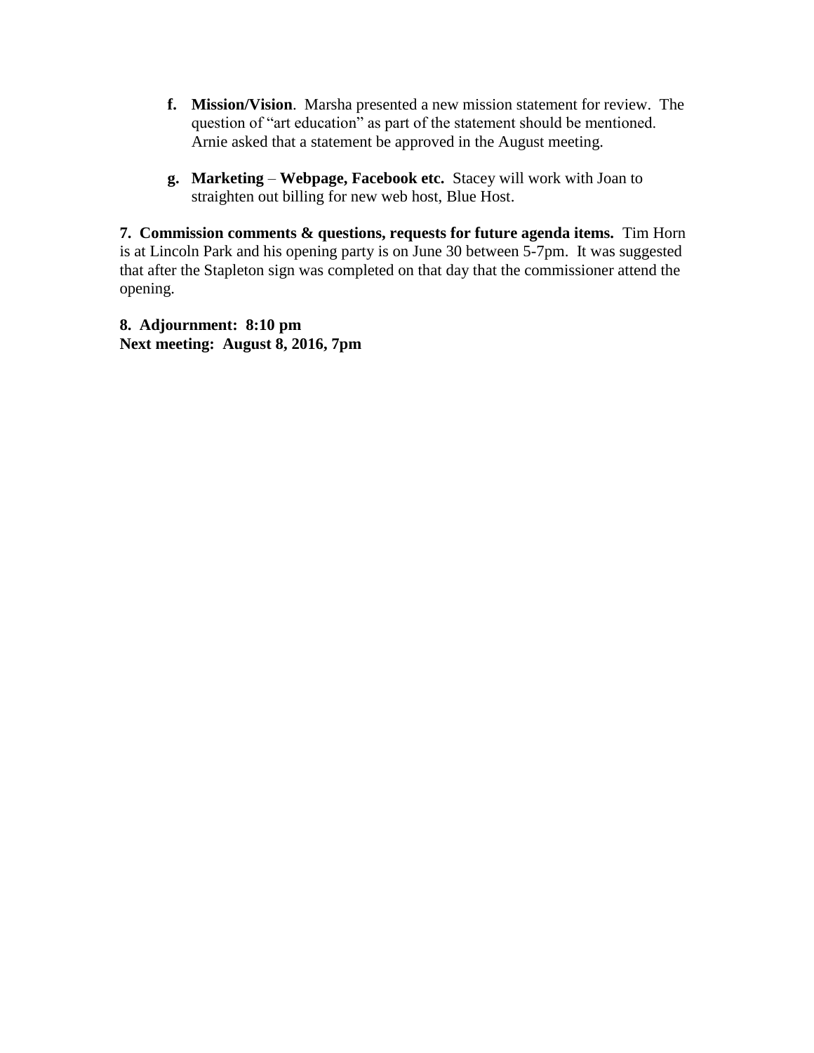f. **Mission/Vision**. Marsha presented a new mission statement for review. The question of "art education" as part of the statement should be mentioned. Arnie asked that a statement be approved in the August meeting.

g. **Marketing** – **Webpage, Facebook etc.** Stacey will work with Joan to straighten out billing for new web host, Blue Host.

**7. Commission comments & questions, requests for future agenda items.** Tim Horn is at Lincoln Park and his opening party is on June 30 between 5-7pm. It was suggested that after the Stapleton sign was completed on that day that the commissioner attend the opening.

**8. Adjournment: 8:10 pm**
**Next meeting: August 8, 2016, 7pm**